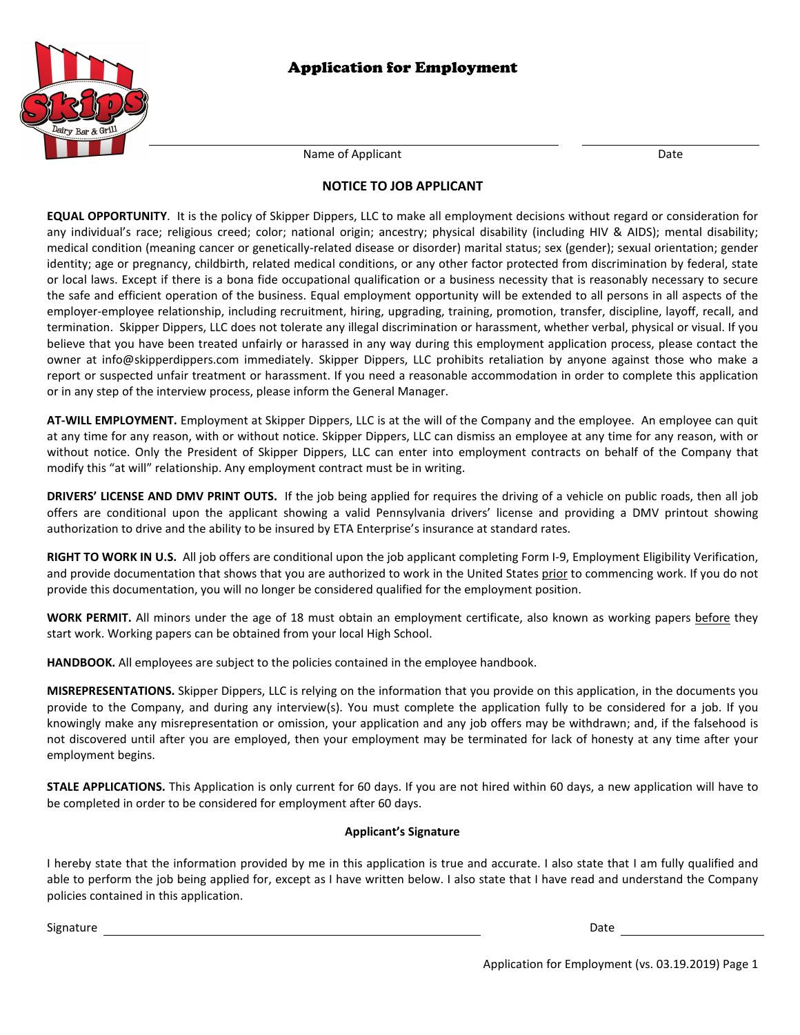# Application for Employment

Name of Applicant ______________________ Date __________

## NOTICE TO JOB APPLICANT

**EQUAL OPPORTUNITY**. It is the policy of Skipper Dippers, LLC to make all employment decisions without regard or consideration for any individual's race; religious creed; color; national origin; ancestry; physical disability (including HIV & AIDS); mental disability; medical condition (meaning cancer or genetically-related disease or disorder) marital status; sex (gender); sexual orientation; gender identity; age or pregnancy, childbirth, related medical conditions, or any other factor protected from discrimination by federal, state or local laws. Except if there is a bona fide occupational qualification or a business necessity that is reasonably necessary to secure the safe and efficient operation of the business. Equal employment opportunity will be extended to all persons in all aspects of the employer-employee relationship, including recruitment, hiring, upgrading, training, promotion, transfer, discipline, layoff, recall, and termination. Skipper Dippers, LLC does not tolerate any illegal discrimination or harassment, whether verbal, physical or visual. If you believe that you have been treated unfairly or harassed in any way during this employment application process, please contact the owner at info@skipperdippers.com immediately. Skipper Dippers, LLC prohibits retaliation by anyone against those who make a report or suspected unfair treatment or harassment. If you need a reasonable accommodation in order to complete this application or in any step of the interview process, please inform the General Manager.

**AT-WILL EMPLOYMENT.** Employment at Skipper Dippers, LLC is at the will of the Company and the employee. An employee can quit at any time for any reason, with or without notice. Skipper Dippers, LLC can dismiss an employee at any time for any reason, with or without notice. Only the President of Skipper Dippers, LLC can enter into employment contracts on behalf of the Company that modify this "at will" relationship. Any employment contract must be in writing.

**DRIVERS' LICENSE AND DMV PRINT OUTS.** If the job being applied for requires the driving of a vehicle on public roads, then all job offers are conditional upon the applicant showing a valid Pennsylvania drivers' license and providing a DMV printout showing authorization to drive and the ability to be insured by ETA Enterprise's insurance at standard rates.

**RIGHT TO WORK IN U.S.** All job offers are conditional upon the job applicant completing Form I-9, Employment Eligibility Verification, and provide documentation that shows that you are authorized to work in the United States prior to commencing work. If you do not provide this documentation, you will no longer be considered qualified for the employment position.

**WORK PERMIT.** All minors under the age of 18 must obtain an employment certificate, also known as working papers before they start work. Working papers can be obtained from your local High School.

**HANDBOOK.** All employees are subject to the policies contained in the employee handbook.

**MISREPRESENTATIONS.** Skipper Dippers, LLC is relying on the information that you provide on this application, in the documents you provide to the Company, and during any interview(s). You must complete the application fully to be considered for a job. If you knowingly make any misrepresentation or omission, your application and any job offers may be withdrawn; and, if the falsehood is not discovered until after you are employed, then your employment may be terminated for lack of honesty at any time after your employment begins.

**STALE APPLICATIONS.** This Application is only current for 60 days. If you are not hired within 60 days, a new application will have to be completed in order to be considered for employment after 60 days.

**Applicant's Signature**

I hereby state that the information provided by me in this application is true and accurate. I also state that I am fully qualified and able to perform the job being applied for, except as I have written below. I also state that I have read and understand the Company policies contained in this application.

Signature ______________________ Date __________

Application for Employment (vs. 03.19.2019)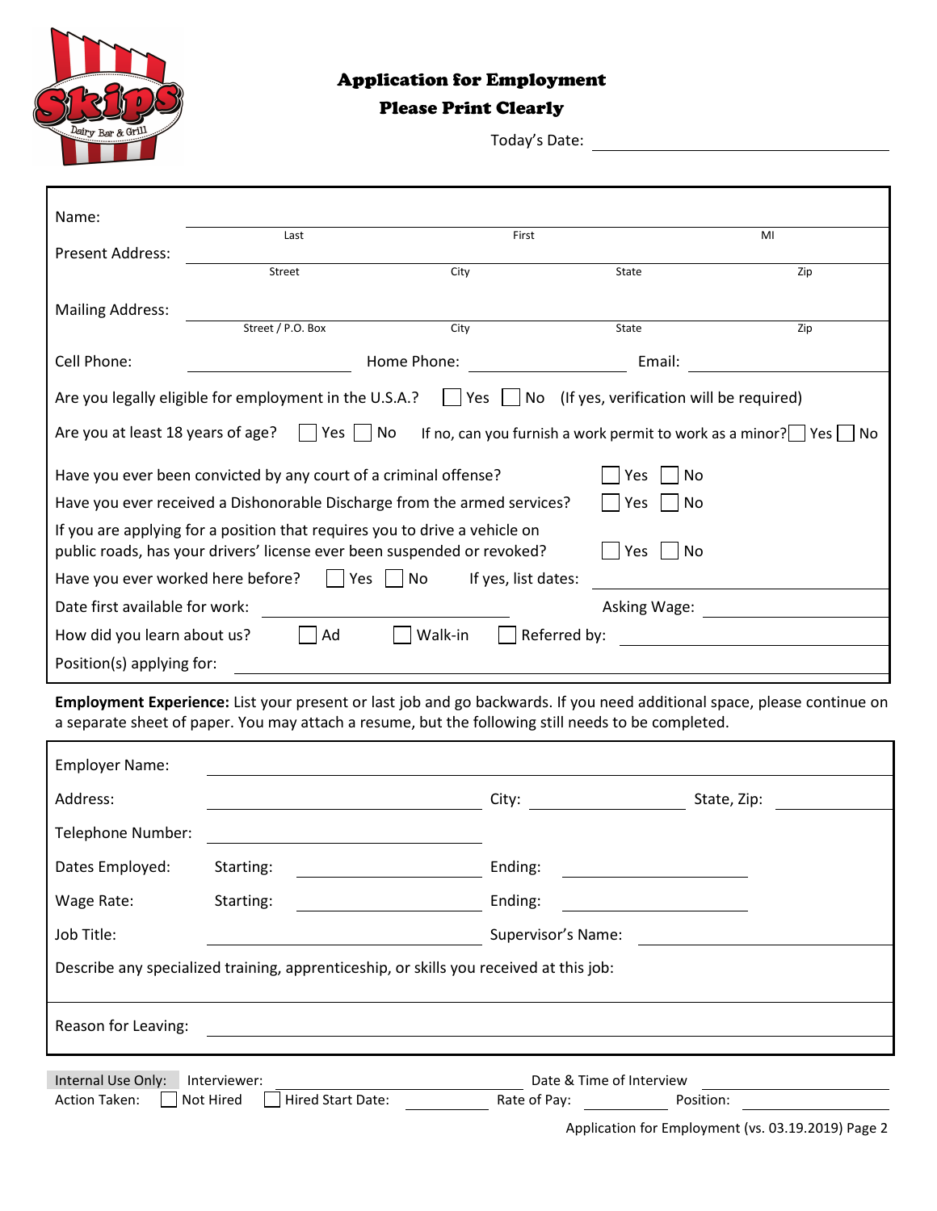# Application for Employment

## Please Print Clearly

Today's Date: ______________________

Name: ______________________
Last | First | MI

Present Address: ______________________
Street | City | State | Zip

Mailing Address: ______________________
Street / P.O. Box | City | State | Zip

Cell Phone: ____________ Home Phone: ____________ Email: ____________

Are you legally eligible for employment in the U.S.A.? ☐ Yes ☐ No (If yes, verification will be required)

Are you at least 18 years of age? ☐ Yes ☐ No If no, can you furnish a work permit to work as a minor? ☐ Yes ☐ No

Have you ever been convicted by any court of a criminal offense? ☐ Yes ☐ No

Have you ever received a Dishonorable Discharge from the armed services? ☐ Yes ☐ No

If you are applying for a position that requires you to drive a vehicle on public roads, has your drivers' license ever been suspended or revoked? ☐ Yes ☐ No

Have you ever worked here before? ☐ Yes ☐ No If yes, list dates: ____________

Date first available for work: ____________ Asking Wage: ____________

How did you learn about us? ☐ Ad ☐ Walk-in ☐ Referred by: ____________

Position(s) applying for: ____________

**Employment Experience:** List your present or last job and go backwards. If you need additional space, please continue on a separate sheet of paper. You may attach a resume, but the following still needs to be completed.

Employer Name: ____________

Address: ____________ City: ____________ State, Zip: ____________

Telephone Number: ____________

Dates Employed: Starting: ____________ Ending: ____________

Wage Rate: Starting: ____________ Ending: ____________

Job Title: ____________ Supervisor's Name: ____________

Describe any specialized training, apprenticeship, or skills you received at this job:

Reason for Leaving: ____________

Internal Use Only: Interviewer: ____________ Date & Time of Interview ____________

Action Taken: ☐ Not Hired ☐ Hired Start Date: ____________ Rate of Pay: ____________ Position: ____________

Application for Employment (vs. 03.19.2019)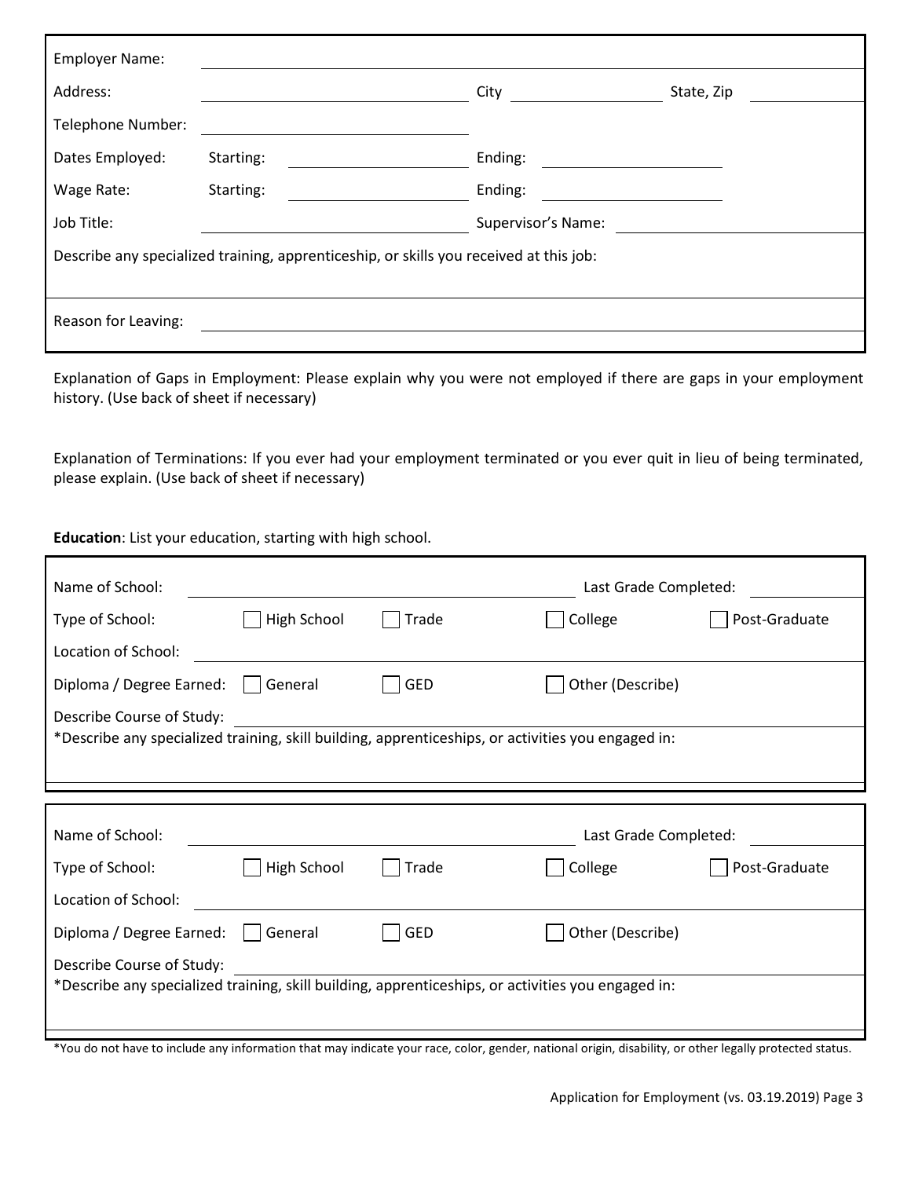| | | | | | |
|---|---|---|---|---|---|
| Employer Name: | | | | | |
| Address: | | City | | State, Zip | |
| Telephone Number: | | | | | |
| Dates Employed: | Starting: | | Ending: | | |
| Wage Rate: | Starting: | | Ending: | | |
| Job Title: | | | Supervisor's Name: | | |

Describe any specialized training, apprenticeship, or skills you received at this job:

Reason for Leaving:

Explanation of Gaps in Employment: Please explain why you were not employed if there are gaps in your employment history. (Use back of sheet if necessary)

Explanation of Terminations: If you ever had your employment terminated or you ever quit in lieu of being terminated, please explain. (Use back of sheet if necessary)

**Education**: List your education, starting with high school.

| | | | | |
|---|---|---|---|---|
| Name of School: | | | Last Grade Completed: | |
| Type of School: | ☐ High School | ☐ Trade | ☐ College | ☐ Post-Graduate |
| Location of School: | | | | |
| Diploma / Degree Earned: | ☐ General | ☐ GED | ☐ Other (Describe) | |
| Describe Course of Study: | | | | |

*Describe any specialized training, skill building, apprenticeships, or activities you engaged in:

| | | | | |
|---|---|---|---|---|
| Name of School: | | | Last Grade Completed: | |
| Type of School: | ☐ High School | ☐ Trade | ☐ College | ☐ Post-Graduate |
| Location of School: | | | | |
| Diploma / Degree Earned: | ☐ General | ☐ GED | ☐ Other (Describe) | |
| Describe Course of Study: | | | | |

*Describe any specialized training, skill building, apprenticeships, or activities you engaged in:

*You do not have to include any information that may indicate your race, color, gender, national origin, disability, or other legally protected status.

Application for Employment (vs. 03.19.2019)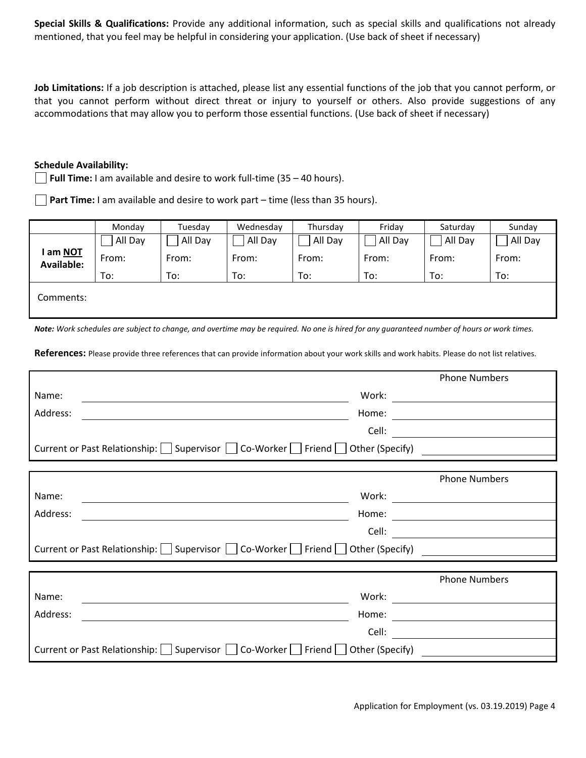**Special Skills & Qualifications:** Provide any additional information, such as special skills and qualifications not already mentioned, that you feel may be helpful in considering your application. (Use back of sheet if necessary)

**Job Limitations:** If a job description is attached, please list any essential functions of the job that you cannot perform, or that you cannot perform without direct threat or injury to yourself or others. Also provide suggestions of any accommodations that may allow you to perform those essential functions. (Use back of sheet if necessary)

**Schedule Availability:**

☐ **Full Time:** I am available and desire to work full-time (35 – 40 hours).

☐ **Part Time:** I am available and desire to work part – time (less than 35 hours).

| | Monday | Tuesday | Wednesday | Thursday | Friday | Saturday | Sunday |
|---|---|---|---|---|---|---|---|
| **I am <u>NOT</u> Available:** | ☐ All Day | ☐ All Day | ☐ All Day | ☐ All Day | ☐ All Day | ☐ All Day | ☐ All Day |
| | From: | From: | From: | From: | From: | From: | From: |
| | To: | To: | To: | To: | To: | To: | To: |
| Comments: | | | | | | | |

***Note:*** *Work schedules are subject to change, and overtime may be required. No one is hired for any guaranteed number of hours or work times.*

**References:** Please provide three references that can provide information about your work skills and work habits. Please do not list relatives.

| | | Phone Numbers |
|---|---|---|
| Name: | | Work: |
| Address: | | Home: |
| | | Cell: |

Current or Past Relationship: ☐ Supervisor ☐ Co-Worker ☐ Friend ☐ Other (Specify) ____________

| | | Phone Numbers |
|---|---|---|
| Name: | | Work: |
| Address: | | Home: |
| | | Cell: |

Current or Past Relationship: ☐ Supervisor ☐ Co-Worker ☐ Friend ☐ Other (Specify) ____________

| | | Phone Numbers |
|---|---|---|
| Name: | | Work: |
| Address: | | Home: |
| | | Cell: |

Current or Past Relationship: ☐ Supervisor ☐ Co-Worker ☐ Friend ☐ Other (Specify) ____________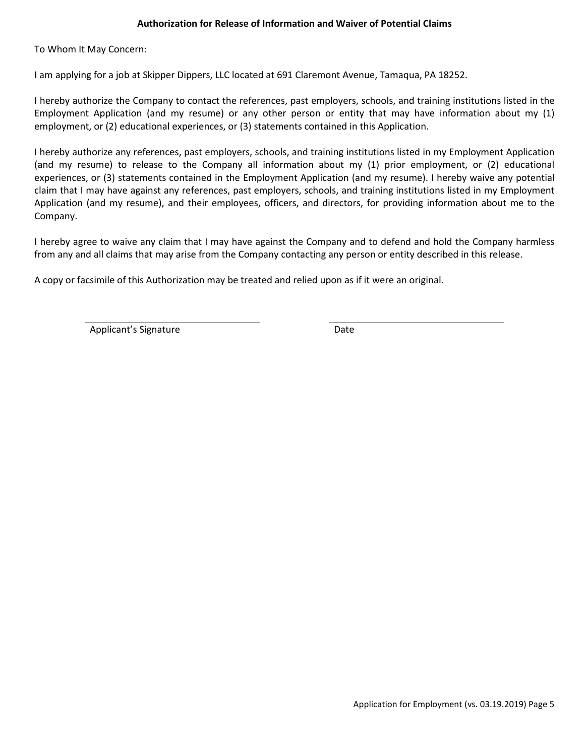**Authorization for Release of Information and Waiver of Potential Claims**

To Whom It May Concern:

I am applying for a job at Skipper Dippers, LLC located at 691 Claremont Avenue, Tamaqua, PA 18252.

I hereby authorize the Company to contact the references, past employers, schools, and training institutions listed in the Employment Application (and my resume) or any other person or entity that may have information about my (1) employment, or (2) educational experiences, or (3) statements contained in this Application.

I hereby authorize any references, past employers, schools, and training institutions listed in my Employment Application (and my resume) to release to the Company all information about my (1) prior employment, or (2) educational experiences, or (3) statements contained in the Employment Application (and my resume). I hereby waive any potential claim that I may have against any references, past employers, schools, and training institutions listed in my Employment Application (and my resume), and their employees, officers, and directors, for providing information about me to the Company.

I hereby agree to waive any claim that I may have against the Company and to defend and hold the Company harmless from any and all claims that may arise from the Company contacting any person or entity described in this release.

A copy or facsimile of this Authorization may be treated and relied upon as if it were an original.

______________________________ ______________________________

Applicant's Signature Date